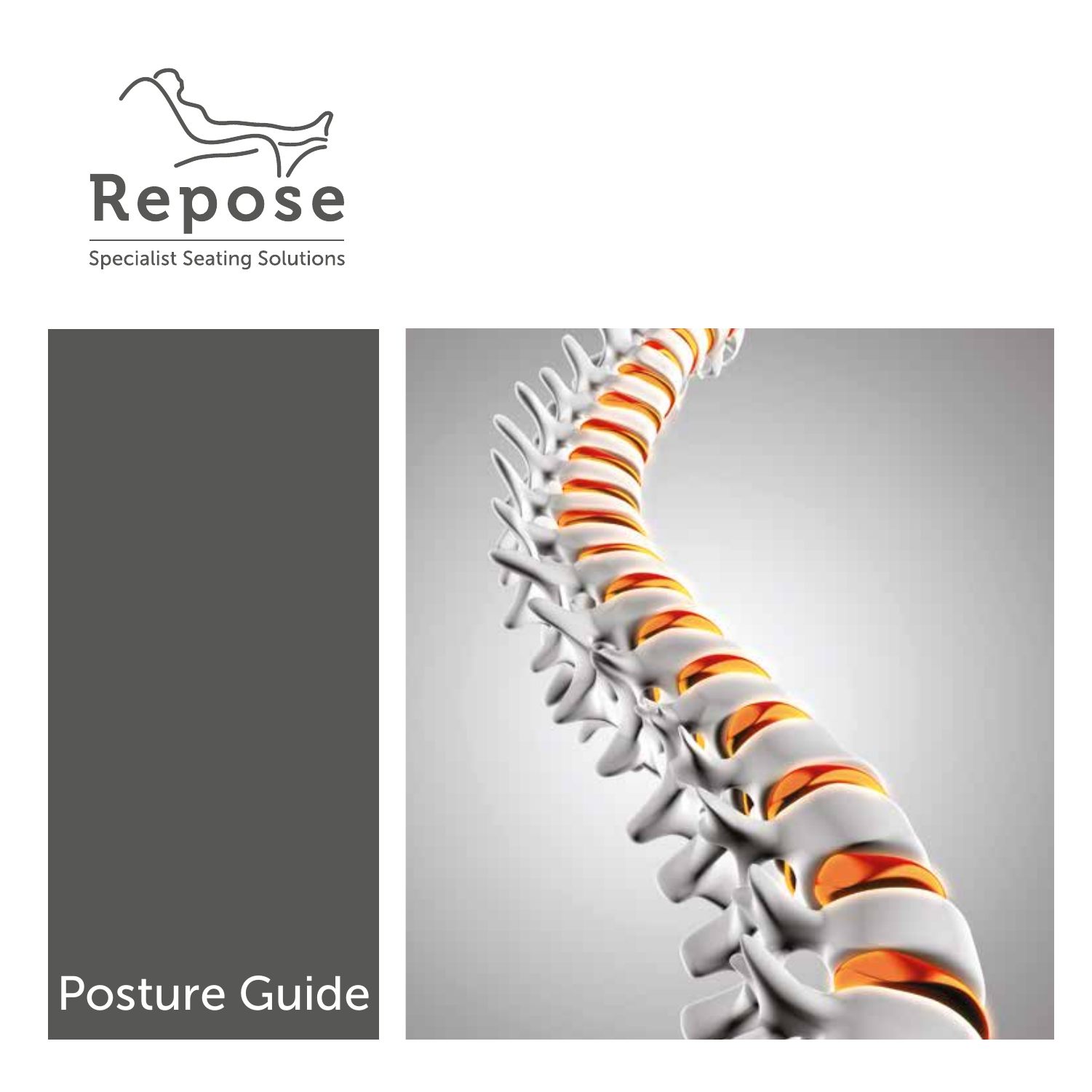Repose

Specialist Seating Solutions

# Posture Guide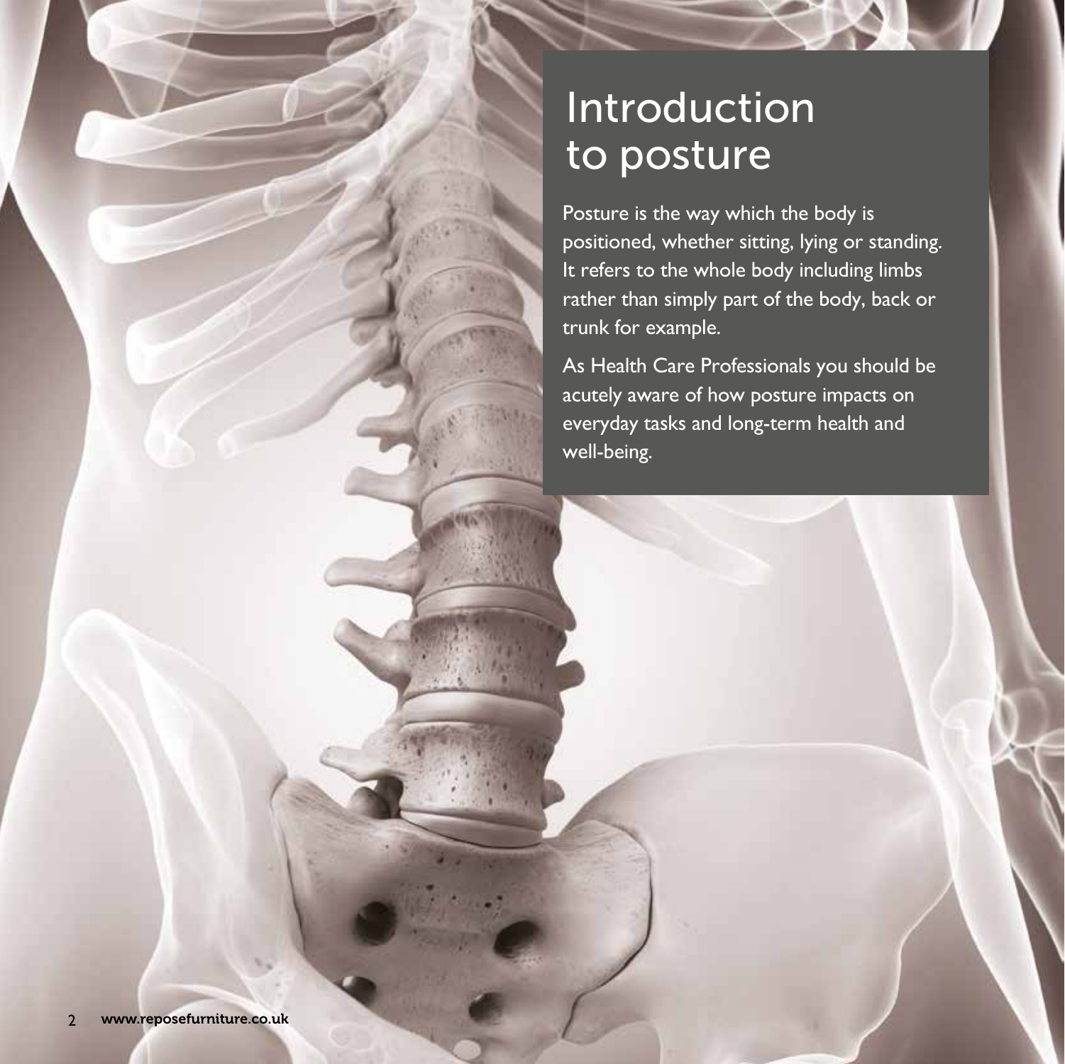# Introduction to posture

Posture is the way which the body is positioned, whether sitting, lying or standing. It refers to the whole body including limbs rather than simply part of the body, back or trunk for example.

As Health Care Professionals you should be acutely aware of how posture impacts on everyday tasks and long-term health and well-being.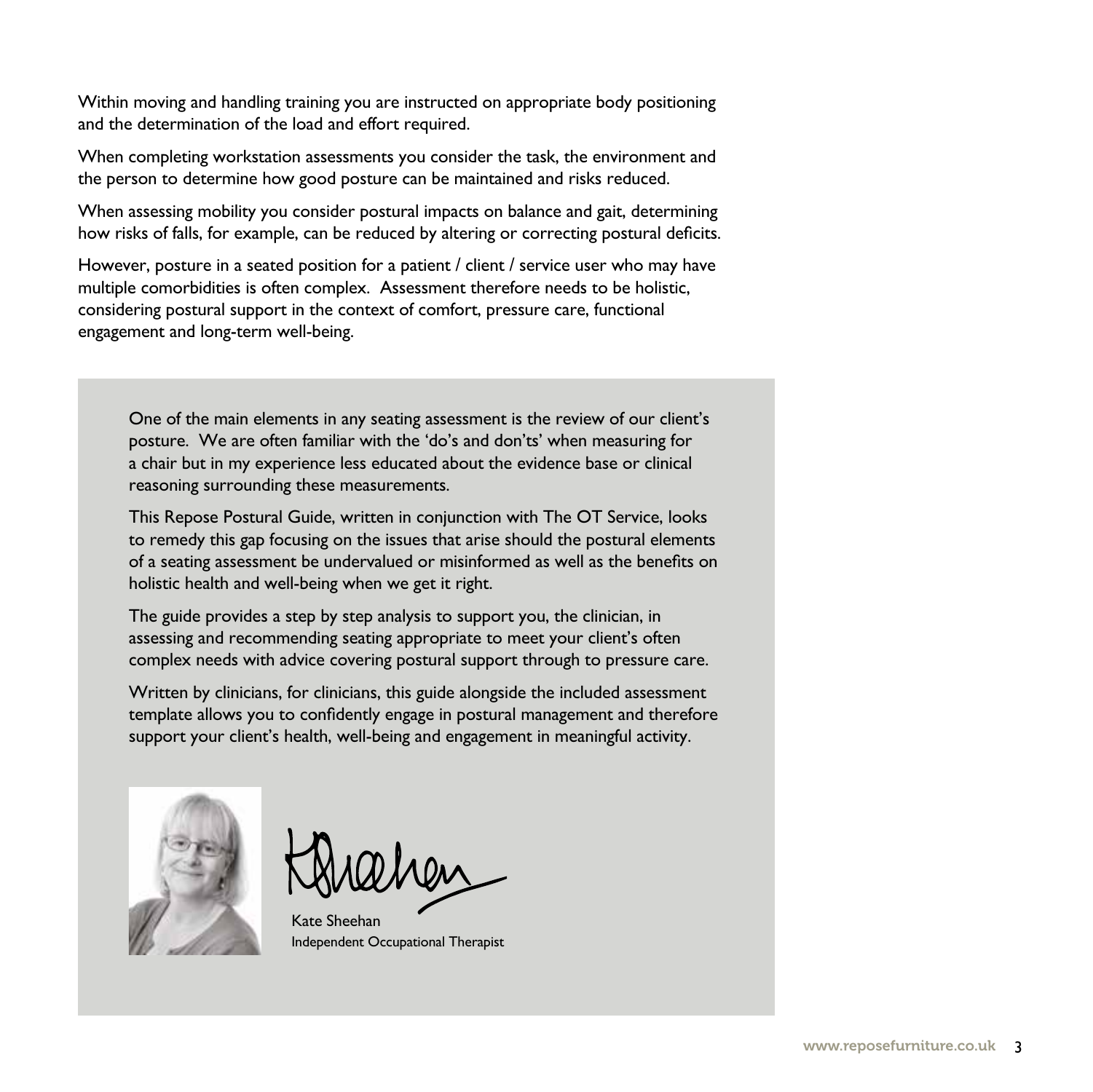Within moving and handling training you are instructed on appropriate body positioning and the determination of the load and effort required.

When completing workstation assessments you consider the task, the environment and the person to determine how good posture can be maintained and risks reduced.

When assessing mobility you consider postural impacts on balance and gait, determining how risks of falls, for example, can be reduced by altering or correcting postural deficits.

However, posture in a seated position for a patient / client / service user who may have multiple comorbidities is often complex. Assessment therefore needs to be holistic, considering postural support in the context of comfort, pressure care, functional engagement and long-term well-being.

One of the main elements in any seating assessment is the review of our client's posture. We are often familiar with the 'do's and don'ts' when measuring for a chair but in my experience less educated about the evidence base or clinical reasoning surrounding these measurements.

This Repose Postural Guide, written in conjunction with The OT Service, looks to remedy this gap focusing on the issues that arise should the postural elements of a seating assessment be undervalued or misinformed as well as the benefits on holistic health and well-being when we get it right.

The guide provides a step by step analysis to support you, the clinician, in assessing and recommending seating appropriate to meet your client's often complex needs with advice covering postural support through to pressure care.

Written by clinicians, for clinicians, this guide alongside the included assessment template allows you to confidently engage in postural management and therefore support your client's health, well-being and engagement in meaningful activity.

Kate Sheehan
Independent Occupational Therapist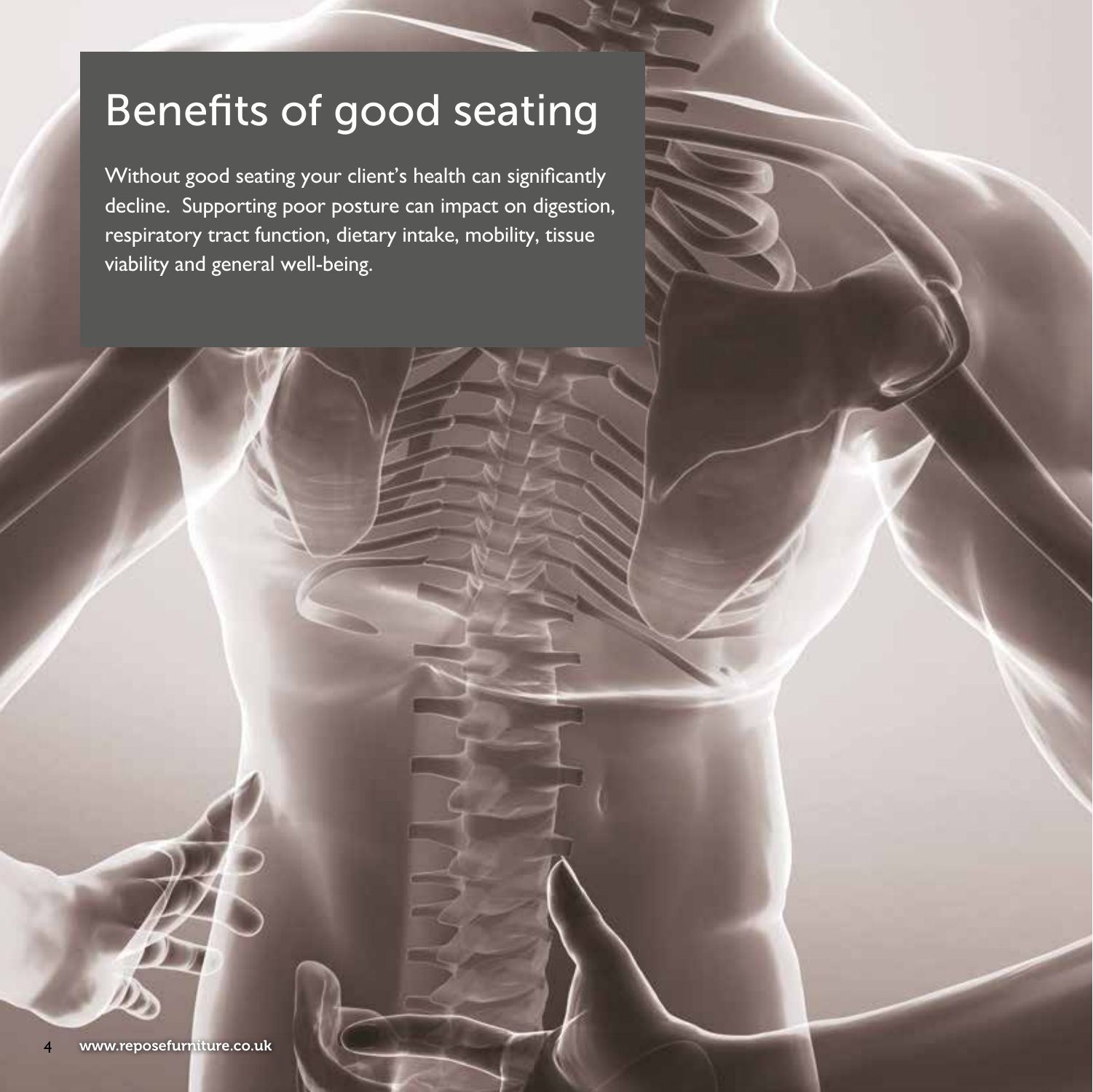# Benefits of good seating

Without good seating your client's health can significantly decline. Supporting poor posture can impact on digestion, respiratory tract function, dietary intake, mobility, tissue viability and general well-being.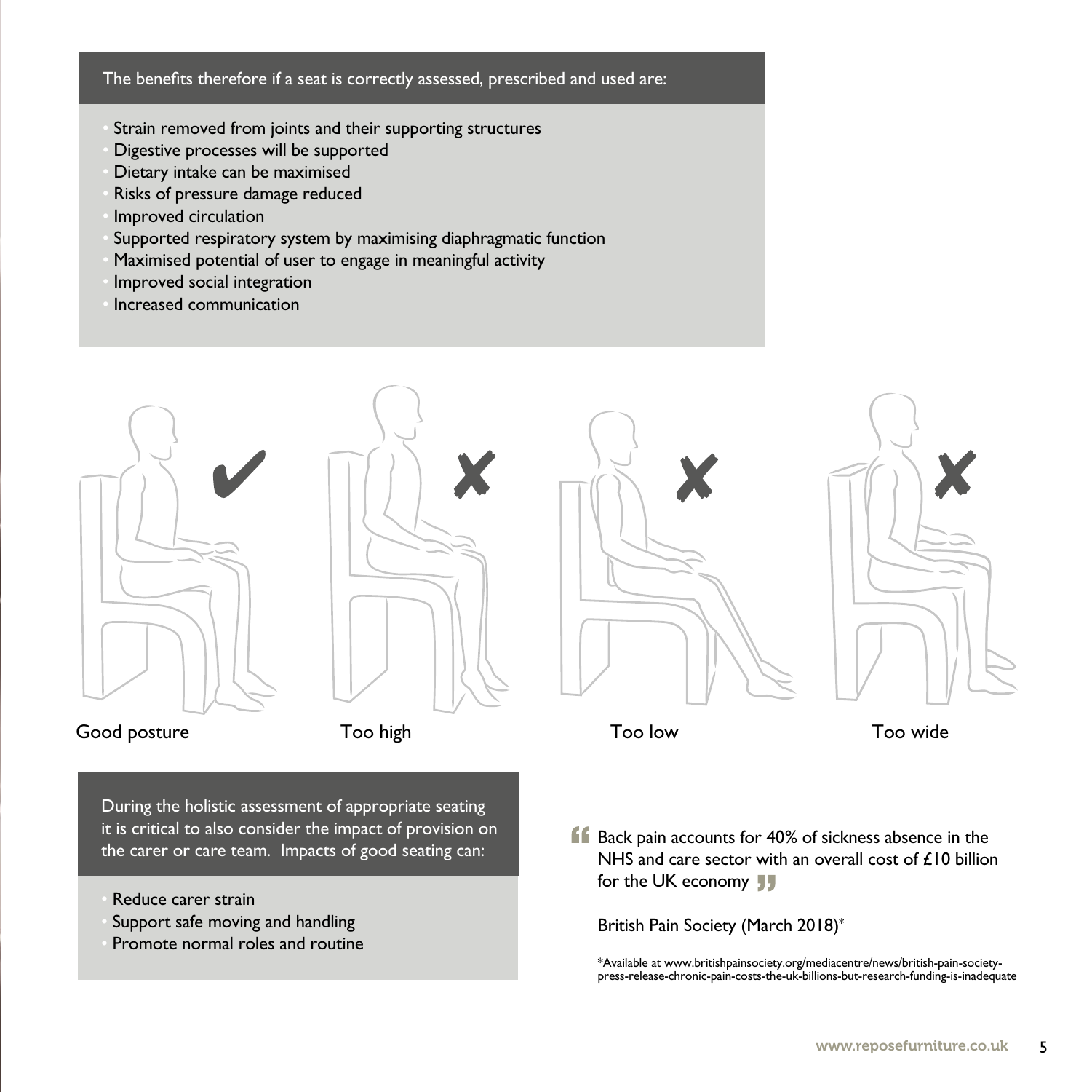The benefits therefore if a seat is correctly assessed, prescribed and used are:

- Strain removed from joints and their supporting structures
- Digestive processes will be supported
- Dietary intake can be maximised
- Risks of pressure damage reduced
- Improved circulation
- Supported respiratory system by maximising diaphragmatic function
- Maximised potential of user to engage in meaningful activity
- Improved social integration
- Increased communication

Good posture

Too high

Too low

Too wide

During the holistic assessment of appropriate seating it is critical to also consider the impact of provision on the carer or care team. Impacts of good seating can:

- Reduce carer strain
- Support safe moving and handling
- Promote normal roles and routine

> Back pain accounts for 40% of sickness absence in the NHS and care sector with an overall cost of £10 billion for the UK economy

British Pain Society (March 2018)*

*Available at www.britishpainsociety.org/mediacentre/news/british-pain-society-press-release-chronic-pain-costs-the-uk-billions-but-research-funding-is-inadequate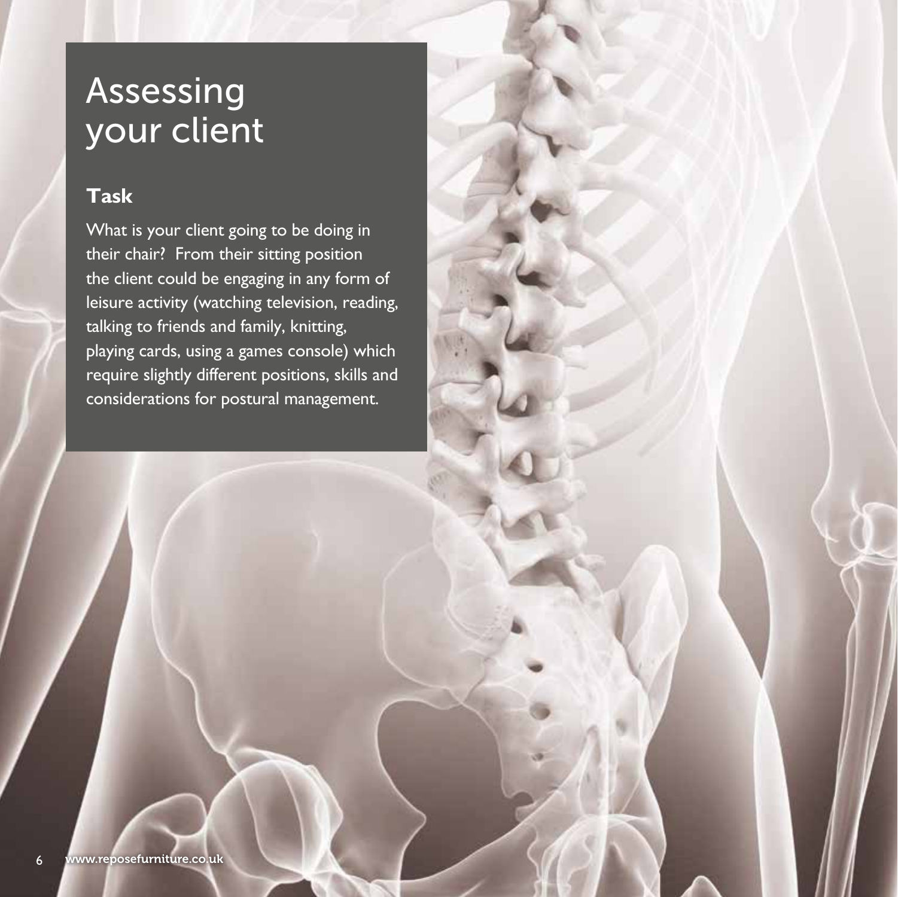# Assessing your client

## Task

What is your client going to be doing in their chair? From their sitting position the client could be engaging in any form of leisure activity (watching television, reading, talking to friends and family, knitting, playing cards, using a games console) which require slightly different positions, skills and considerations for postural management.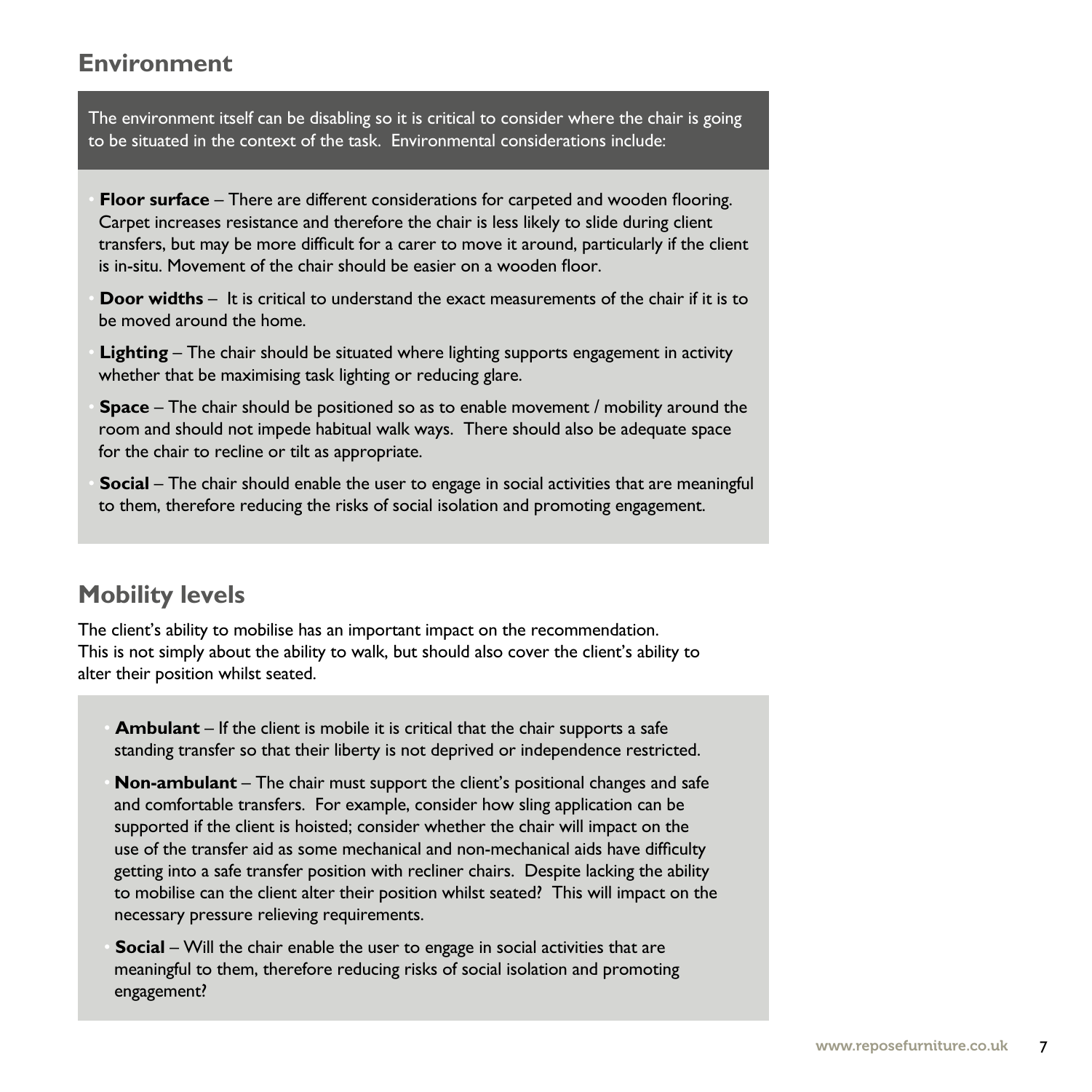## Environment

The environment itself can be disabling so it is critical to consider where the chair is going to be situated in the context of the task. Environmental considerations include:

- **Floor surface** – There are different considerations for carpeted and wooden flooring. Carpet increases resistance and therefore the chair is less likely to slide during client transfers, but may be more difficult for a carer to move it around, particularly if the client is in-situ. Movement of the chair should be easier on a wooden floor.
- **Door widths** – It is critical to understand the exact measurements of the chair if it is to be moved around the home.
- **Lighting** – The chair should be situated where lighting supports engagement in activity whether that be maximising task lighting or reducing glare.
- **Space** – The chair should be positioned so as to enable movement / mobility around the room and should not impede habitual walk ways. There should also be adequate space for the chair to recline or tilt as appropriate.
- **Social** – The chair should enable the user to engage in social activities that are meaningful to them, therefore reducing the risks of social isolation and promoting engagement.

## Mobility levels

The client's ability to mobilise has an important impact on the recommendation. This is not simply about the ability to walk, but should also cover the client's ability to alter their position whilst seated.

- **Ambulant** – If the client is mobile it is critical that the chair supports a safe standing transfer so that their liberty is not deprived or independence restricted.
- **Non-ambulant** – The chair must support the client's positional changes and safe and comfortable transfers. For example, consider how sling application can be supported if the client is hoisted; consider whether the chair will impact on the use of the transfer aid as some mechanical and non-mechanical aids have difficulty getting into a safe transfer position with recliner chairs. Despite lacking the ability to mobilise can the client alter their position whilst seated? This will impact on the necessary pressure relieving requirements.
- **Social** – Will the chair enable the user to engage in social activities that are meaningful to them, therefore reducing risks of social isolation and promoting engagement?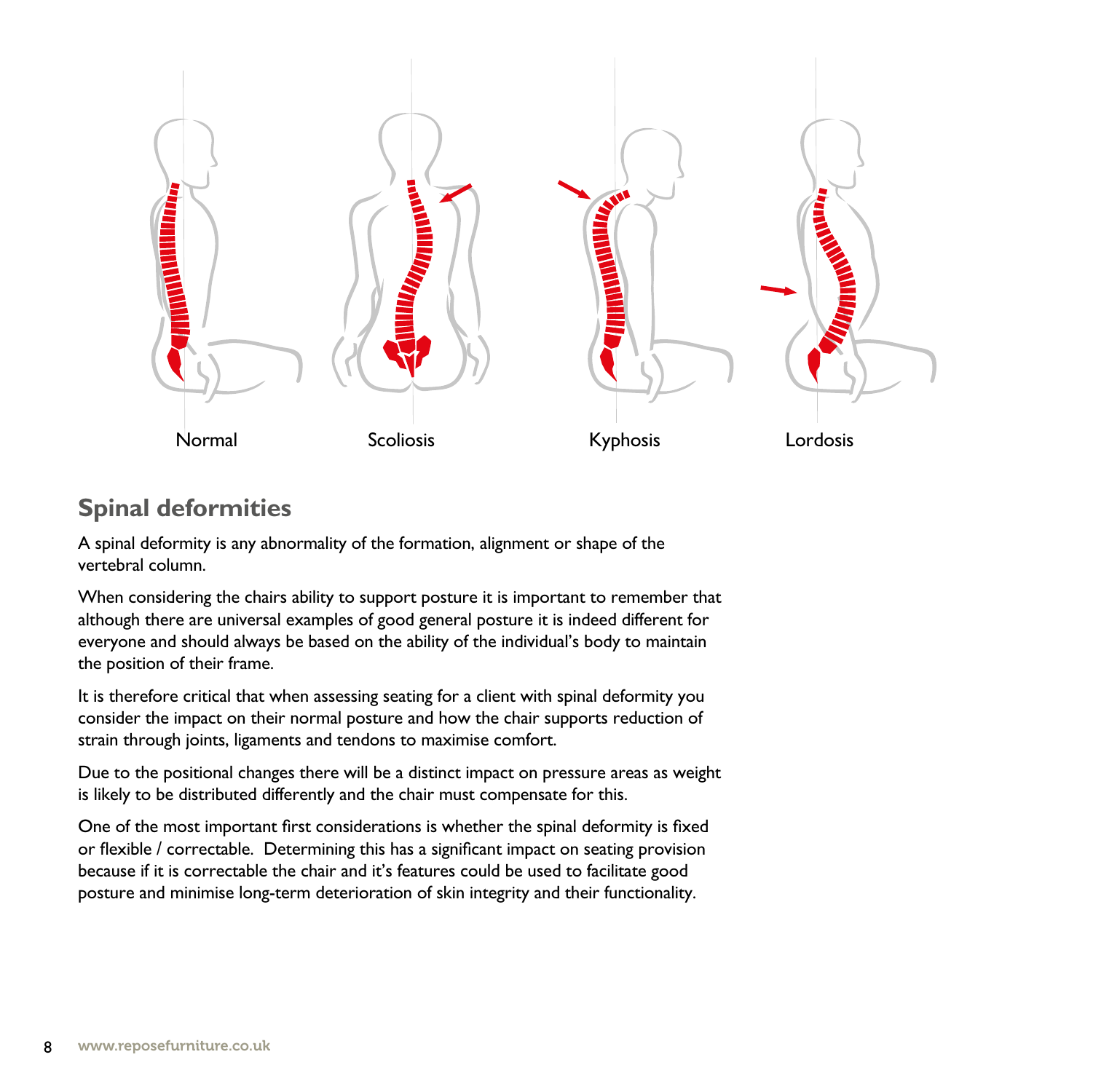Normal Scoliosis Kyphosis Lordosis

## Spinal deformities

A spinal deformity is any abnormality of the formation, alignment or shape of the vertebral column.

When considering the chairs ability to support posture it is important to remember that although there are universal examples of good general posture it is indeed different for everyone and should always be based on the ability of the individual's body to maintain the position of their frame.

It is therefore critical that when assessing seating for a client with spinal deformity you consider the impact on their normal posture and how the chair supports reduction of strain through joints, ligaments and tendons to maximise comfort.

Due to the positional changes there will be a distinct impact on pressure areas as weight is likely to be distributed differently and the chair must compensate for this.

One of the most important first considerations is whether the spinal deformity is fixed or flexible / correctable. Determining this has a significant impact on seating provision because if it is correctable the chair and it's features could be used to facilitate good posture and minimise long-term deterioration of skin integrity and their functionality.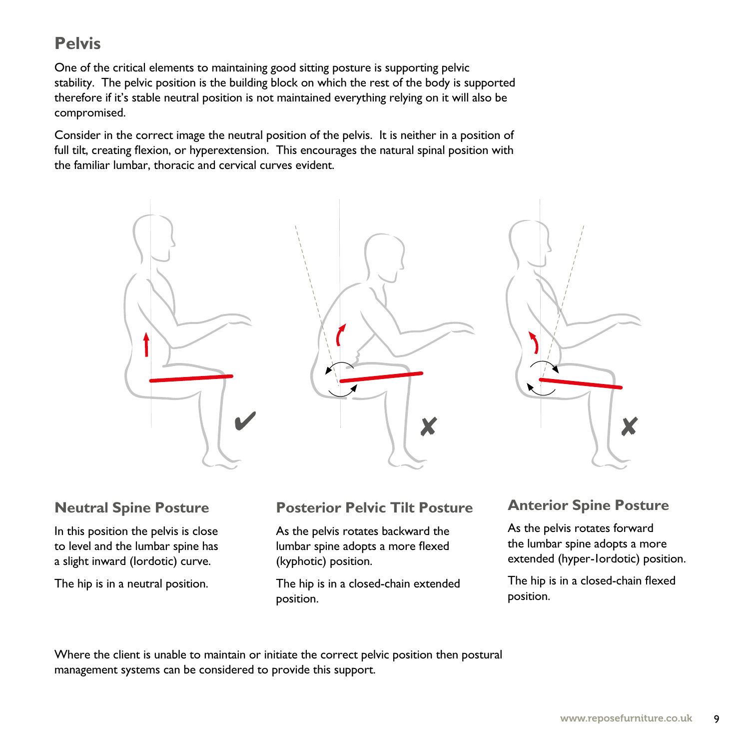## Pelvis

One of the critical elements to maintaining good sitting posture is supporting pelvic stability. The pelvic position is the building block on which the rest of the body is supported therefore if it's stable neutral position is not maintained everything relying on it will also be compromised.

Consider in the correct image the neutral position of the pelvis. It is neither in a position of full tilt, creating flexion, or hyperextension. This encourages the natural spinal position with the familiar lumbar, thoracic and cervical curves evident.

### Neutral Spine Posture

In this position the pelvis is close to level and the lumbar spine has a slight inward (lordotic) curve.

The hip is in a neutral position.

### Posterior Pelvic Tilt Posture

As the pelvis rotates backward the lumbar spine adopts a more flexed (kyphotic) position.

The hip is in a closed-chain extended position.

### Anterior Spine Posture

As the pelvis rotates forward the lumbar spine adopts a more extended (hyper-lordotic) position.

The hip is in a closed-chain flexed position.

Where the client is unable to maintain or initiate the correct pelvic position then postural management systems can be considered to provide this support.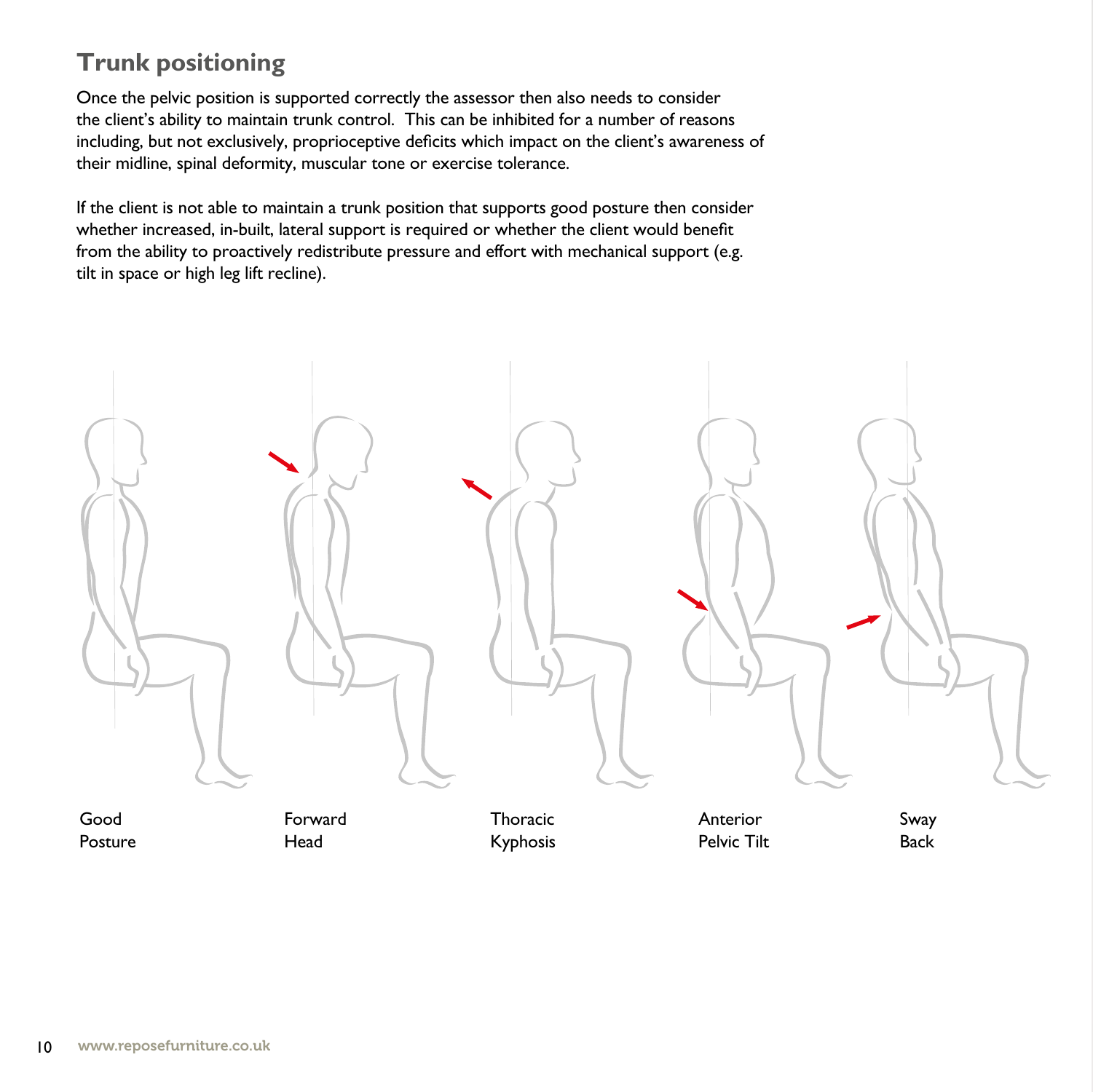## Trunk positioning

Once the pelvic position is supported correctly the assessor then also needs to consider the client's ability to maintain trunk control. This can be inhibited for a number of reasons including, but not exclusively, proprioceptive deficits which impact on the client's awareness of their midline, spinal deformity, muscular tone or exercise tolerance.

If the client is not able to maintain a trunk position that supports good posture then consider whether increased, in-built, lateral support is required or whether the client would benefit from the ability to proactively redistribute pressure and effort with mechanical support (e.g. tilt in space or high leg lift recline).

Good Posture

Forward Head

Thoracic Kyphosis

Anterior Pelvic Tilt

Sway Back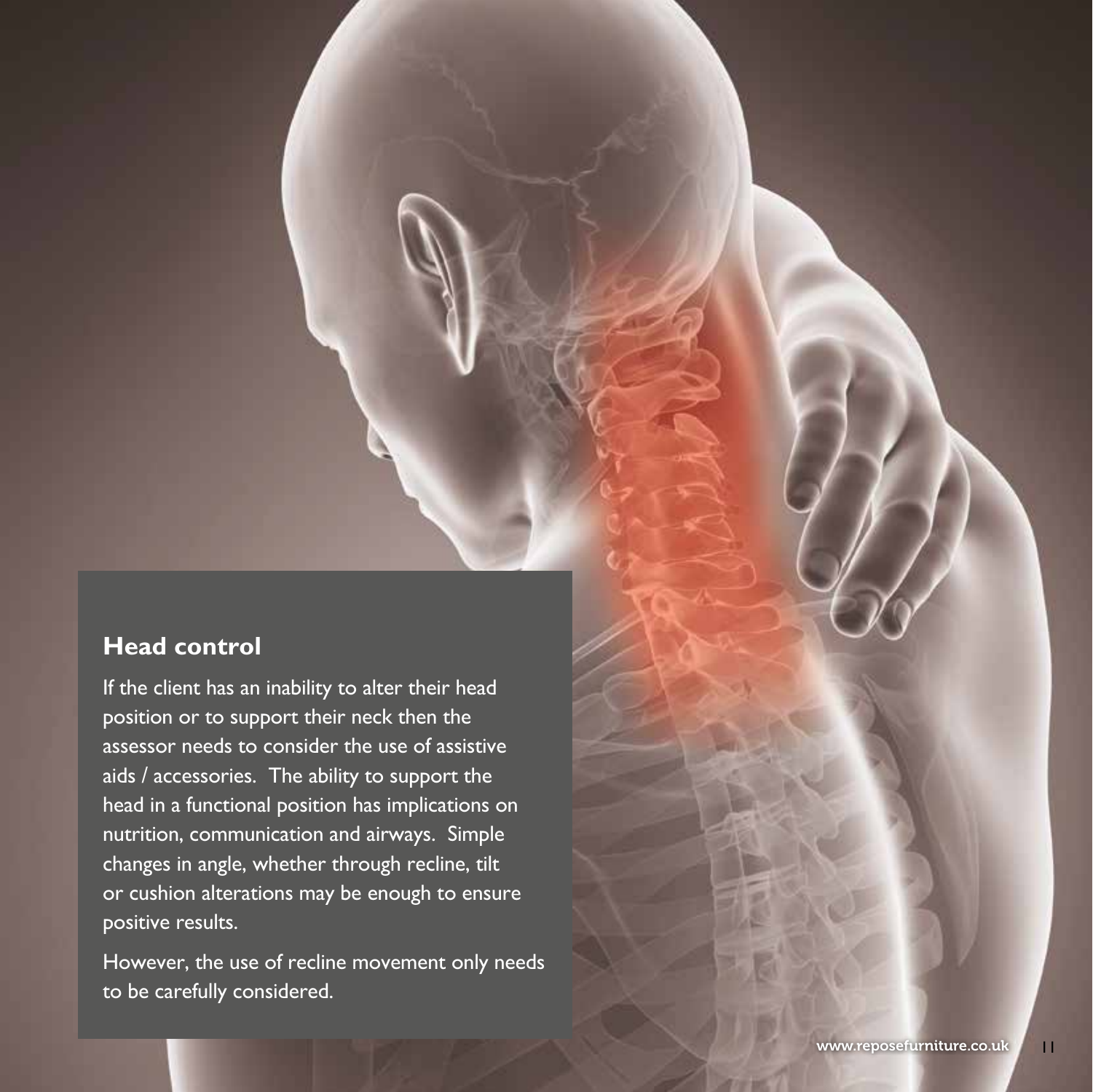## Head control

If the client has an inability to alter their head position or to support their neck then the assessor needs to consider the use of assistive aids / accessories. The ability to support the head in a functional position has implications on nutrition, communication and airways. Simple changes in angle, whether through recline, tilt or cushion alterations may be enough to ensure positive results.

However, the use of recline movement only needs to be carefully considered.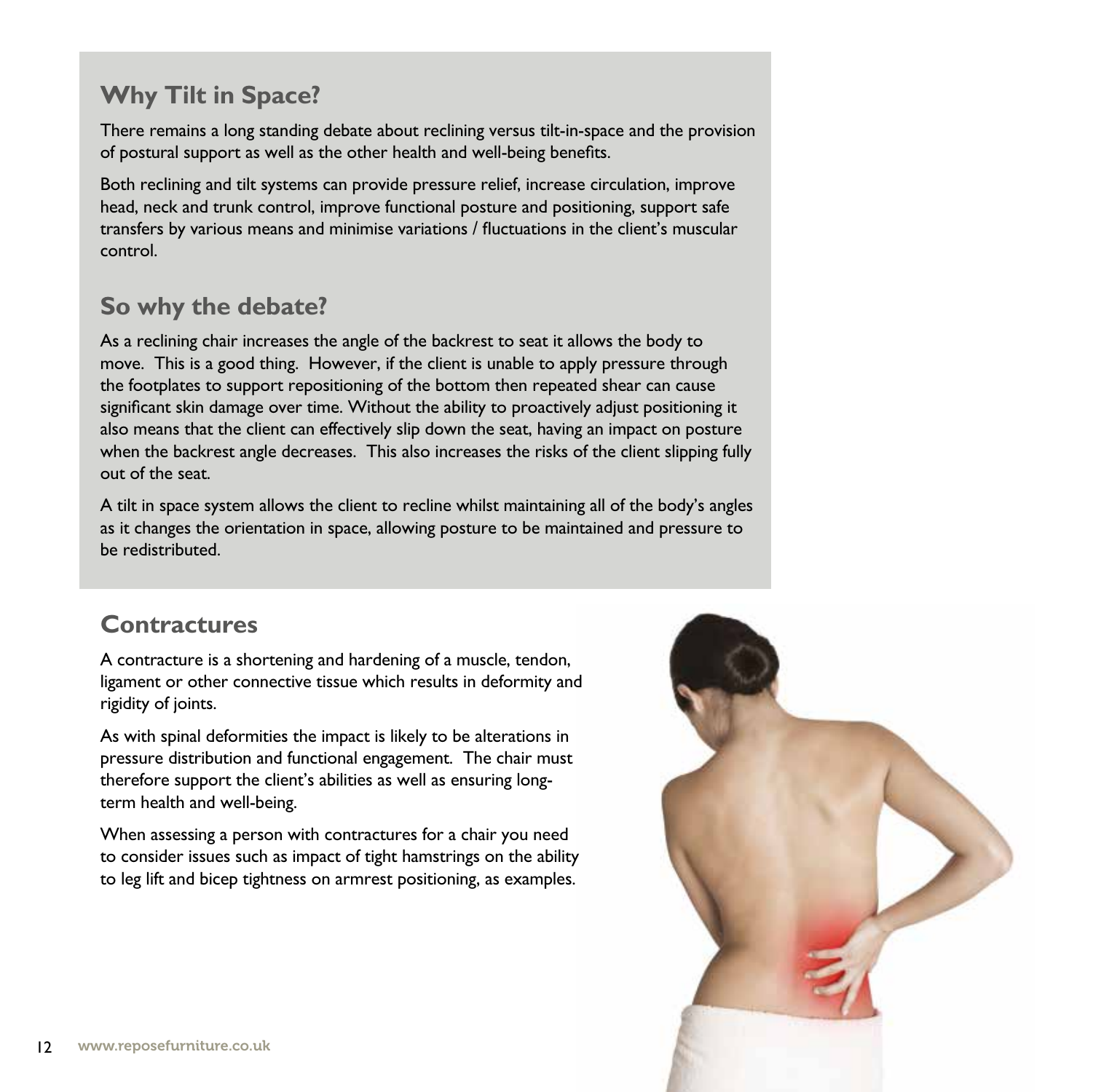## Why Tilt in Space?

There remains a long standing debate about reclining versus tilt-in-space and the provision of postural support as well as the other health and well-being benefits.

Both reclining and tilt systems can provide pressure relief, increase circulation, improve head, neck and trunk control, improve functional posture and positioning, support safe transfers by various means and minimise variations / fluctuations in the client's muscular control.

## So why the debate?

As a reclining chair increases the angle of the backrest to seat it allows the body to move. This is a good thing. However, if the client is unable to apply pressure through the footplates to support repositioning of the bottom then repeated shear can cause significant skin damage over time. Without the ability to proactively adjust positioning it also means that the client can effectively slip down the seat, having an impact on posture when the backrest angle decreases. This also increases the risks of the client slipping fully out of the seat.

A tilt in space system allows the client to recline whilst maintaining all of the body's angles as it changes the orientation in space, allowing posture to be maintained and pressure to be redistributed.

## Contractures

A contracture is a shortening and hardening of a muscle, tendon, ligament or other connective tissue which results in deformity and rigidity of joints.

As with spinal deformities the impact is likely to be alterations in pressure distribution and functional engagement. The chair must therefore support the client's abilities as well as ensuring long-term health and well-being.

When assessing a person with contractures for a chair you need to consider issues such as impact of tight hamstrings on the ability to leg lift and bicep tightness on armrest positioning, as examples.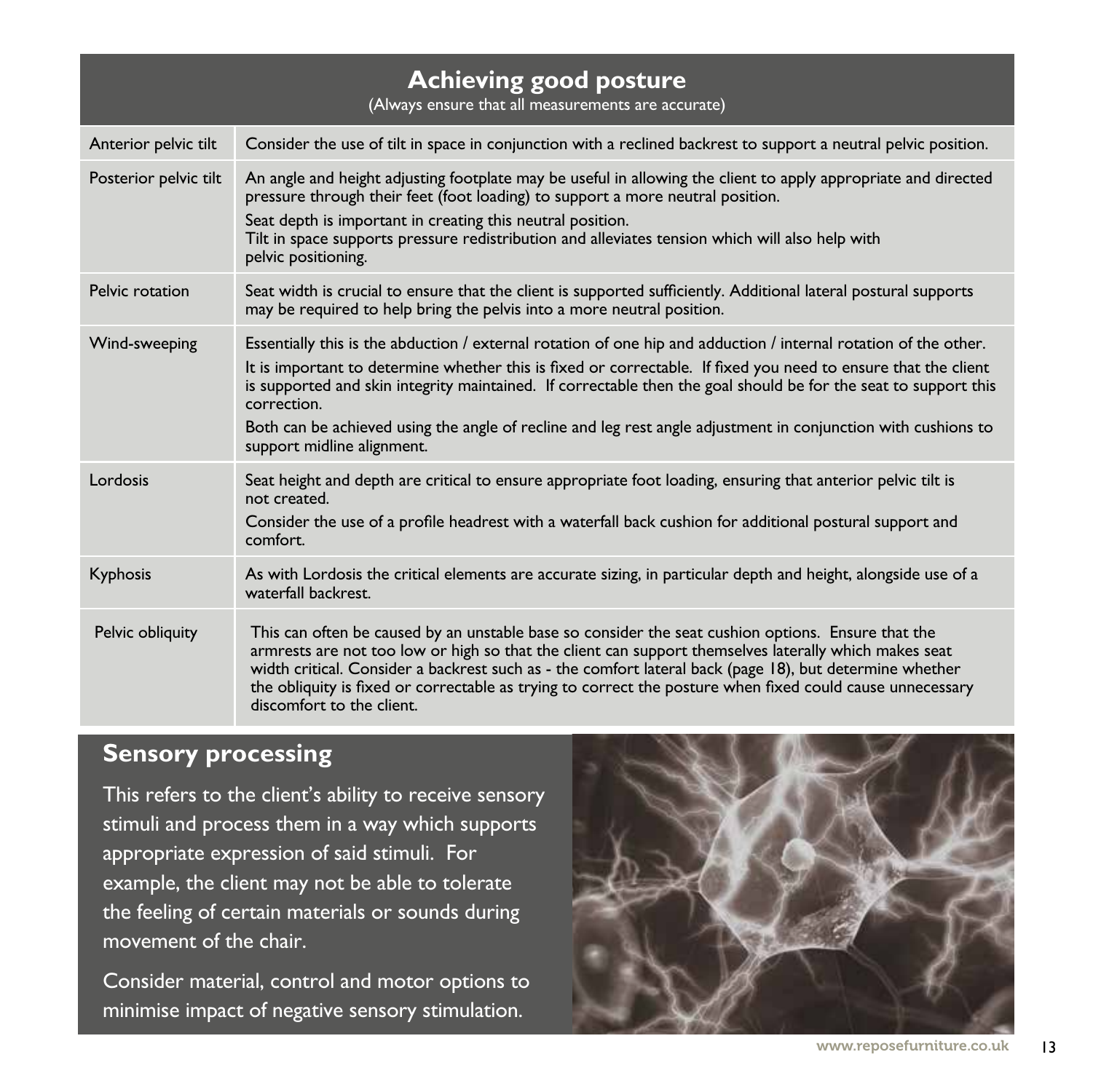## Achieving good posture

(Always ensure that all measurements are accurate)

| | |
|---|---|
| Anterior pelvic tilt | Consider the use of tilt in space in conjunction with a reclined backrest to support a neutral pelvic position. |
| Posterior pelvic tilt | An angle and height adjusting footplate may be useful in allowing the client to apply appropriate and directed pressure through their feet (foot loading) to support a more neutral position.<br>Seat depth is important in creating this neutral position.<br>Tilt in space supports pressure redistribution and alleviates tension which will also help with pelvic positioning. |
| Pelvic rotation | Seat width is crucial to ensure that the client is supported sufficiently. Additional lateral postural supports may be required to help bring the pelvis into a more neutral position. |
| Wind-sweeping | Essentially this is the abduction / external rotation of one hip and adduction / internal rotation of the other.<br>It is important to determine whether this is fixed or correctable. If fixed you need to ensure that the client is supported and skin integrity maintained. If correctable then the goal should be for the seat to support this correction.<br>Both can be achieved using the angle of recline and leg rest angle adjustment in conjunction with cushions to support midline alignment. |
| Lordosis | Seat height and depth are critical to ensure appropriate foot loading, ensuring that anterior pelvic tilt is not created.<br>Consider the use of a profile headrest with a waterfall back cushion for additional postural support and comfort. |
| Kyphosis | As with Lordosis the critical elements are accurate sizing, in particular depth and height, alongside use of a waterfall backrest. |
| Pelvic obliquity | This can often be caused by an unstable base so consider the seat cushion options. Ensure that the armrests are not too low or high so that the client can support themselves laterally which makes seat width critical. Consider a backrest such as - the comfort lateral back (page 18), but determine whether the obliquity is fixed or correctable as trying to correct the posture when fixed could cause unnecessary discomfort to the client. |

## Sensory processing

This refers to the client's ability to receive sensory stimuli and process them in a way which supports appropriate expression of said stimuli. For example, the client may not be able to tolerate the feeling of certain materials or sounds during movement of the chair.

Consider material, control and motor options to minimise impact of negative sensory stimulation.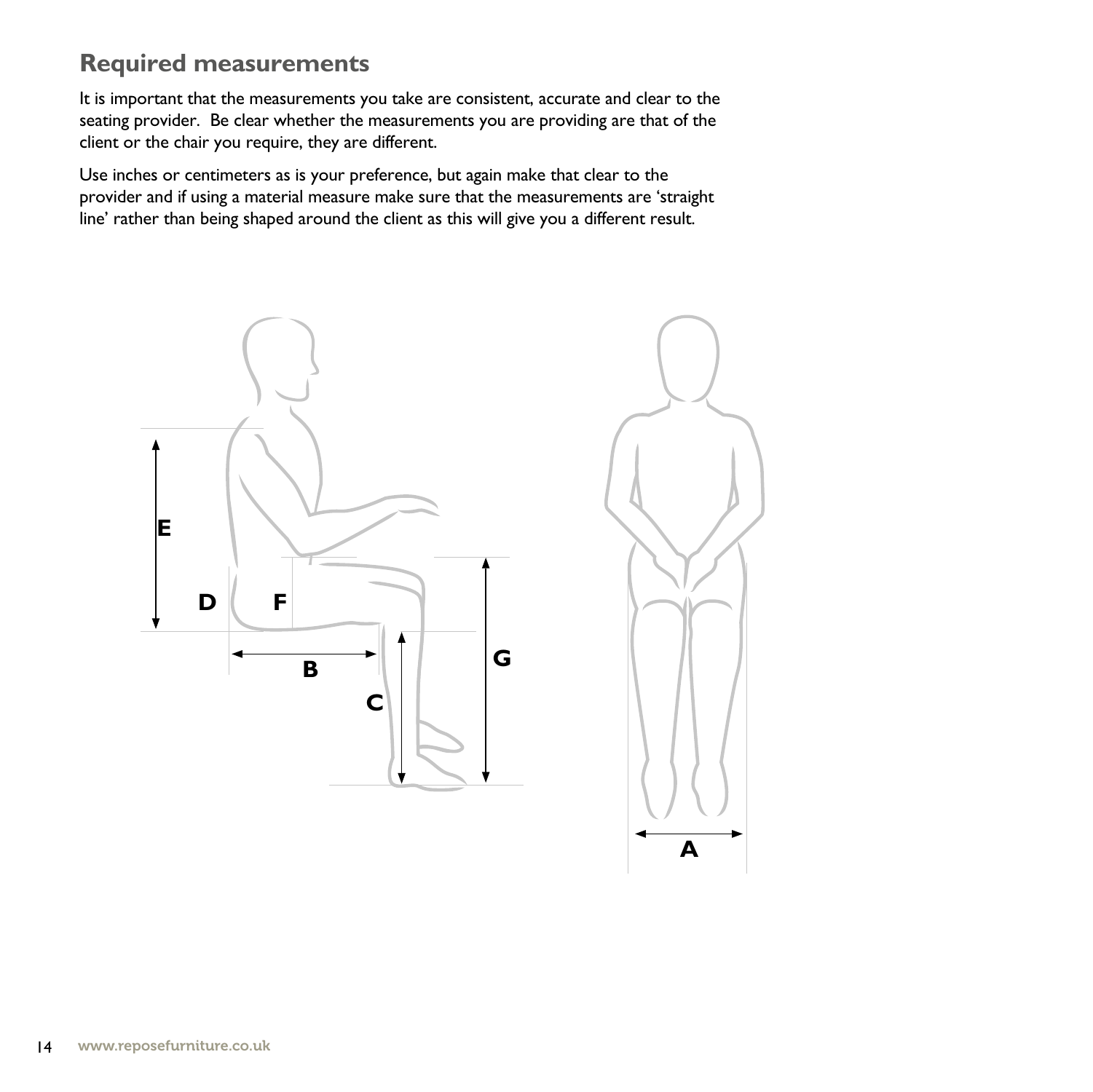## Required measurements

It is important that the measurements you take are consistent, accurate and clear to the seating provider. Be clear whether the measurements you are providing are that of the client or the chair you require, they are different.

Use inches or centimeters as is your preference, but again make that clear to the provider and if using a material measure make sure that the measurements are 'straight line' rather than being shaped around the client as this will give you a different result.

E D F B C G A

www.reposefurniture.co.uk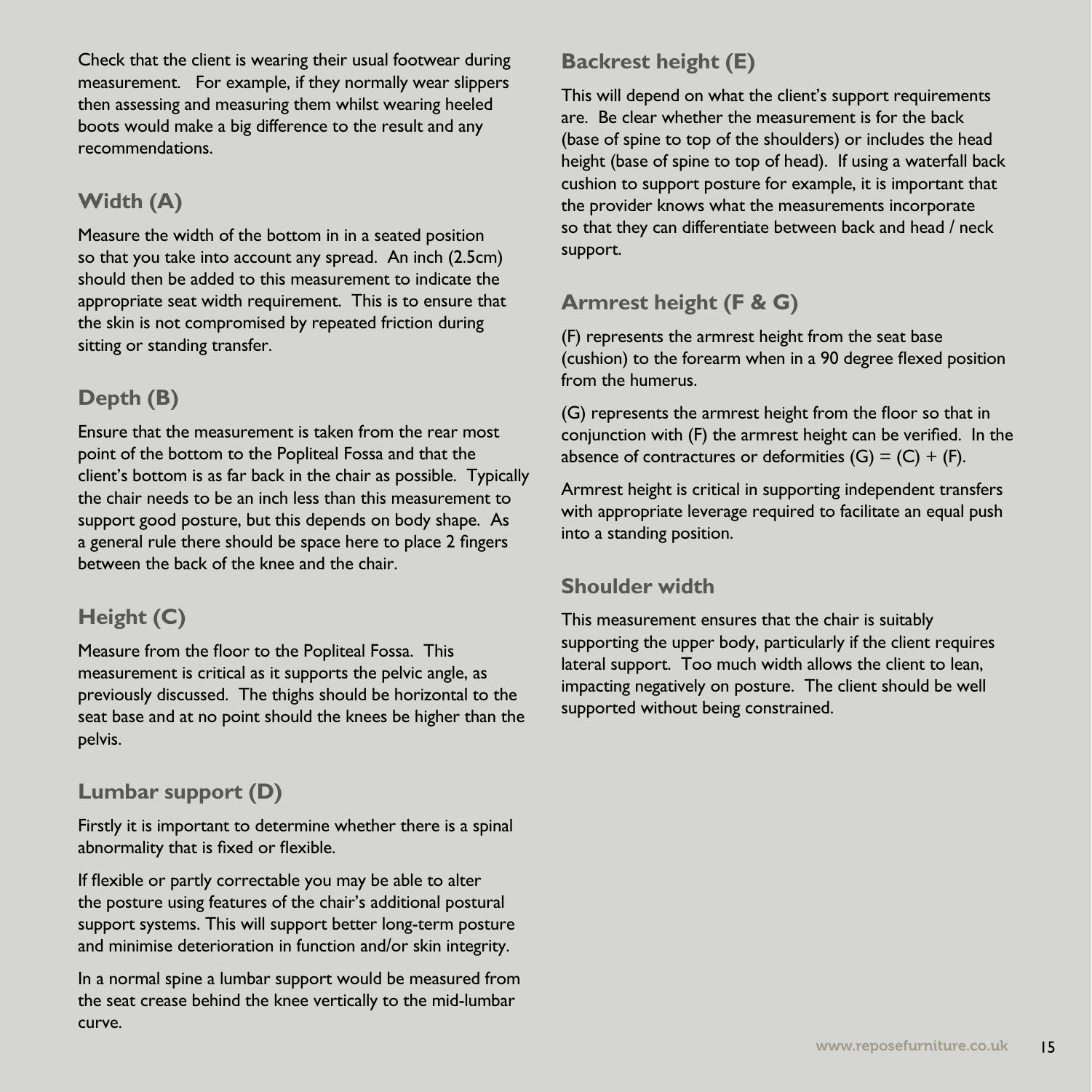Check that the client is wearing their usual footwear during measurement. For example, if they normally wear slippers then assessing and measuring them whilst wearing heeled boots would make a big difference to the result and any recommendations.

## Width (A)

Measure the width of the bottom in in a seated position so that you take into account any spread. An inch (2.5cm) should then be added to this measurement to indicate the appropriate seat width requirement. This is to ensure that the skin is not compromised by repeated friction during sitting or standing transfer.

## Depth (B)

Ensure that the measurement is taken from the rear most point of the bottom to the Popliteal Fossa and that the client's bottom is as far back in the chair as possible. Typically the chair needs to be an inch less than this measurement to support good posture, but this depends on body shape. As a general rule there should be space here to place 2 fingers between the back of the knee and the chair.

## Height (C)

Measure from the floor to the Popliteal Fossa. This measurement is critical as it supports the pelvic angle, as previously discussed. The thighs should be horizontal to the seat base and at no point should the knees be higher than the pelvis.

## Lumbar support (D)

Firstly it is important to determine whether there is a spinal abnormality that is fixed or flexible.

If flexible or partly correctable you may be able to alter the posture using features of the chair's additional postural support systems. This will support better long-term posture and minimise deterioration in function and/or skin integrity.

In a normal spine a lumbar support would be measured from the seat crease behind the knee vertically to the mid-lumbar curve.

## Backrest height (E)

This will depend on what the client's support requirements are. Be clear whether the measurement is for the back (base of spine to top of the shoulders) or includes the head height (base of spine to top of head). If using a waterfall back cushion to support posture for example, it is important that the provider knows what the measurements incorporate so that they can differentiate between back and head / neck support.

## Armrest height (F & G)

(F) represents the armrest height from the seat base (cushion) to the forearm when in a 90 degree flexed position from the humerus.

(G) represents the armrest height from the floor so that in conjunction with (F) the armrest height can be verified. In the absence of contractures or deformities (G) = (C) + (F).

Armrest height is critical in supporting independent transfers with appropriate leverage required to facilitate an equal push into a standing position.

## Shoulder width

This measurement ensures that the chair is suitably supporting the upper body, particularly if the client requires lateral support. Too much width allows the client to lean, impacting negatively on posture. The client should be well supported without being constrained.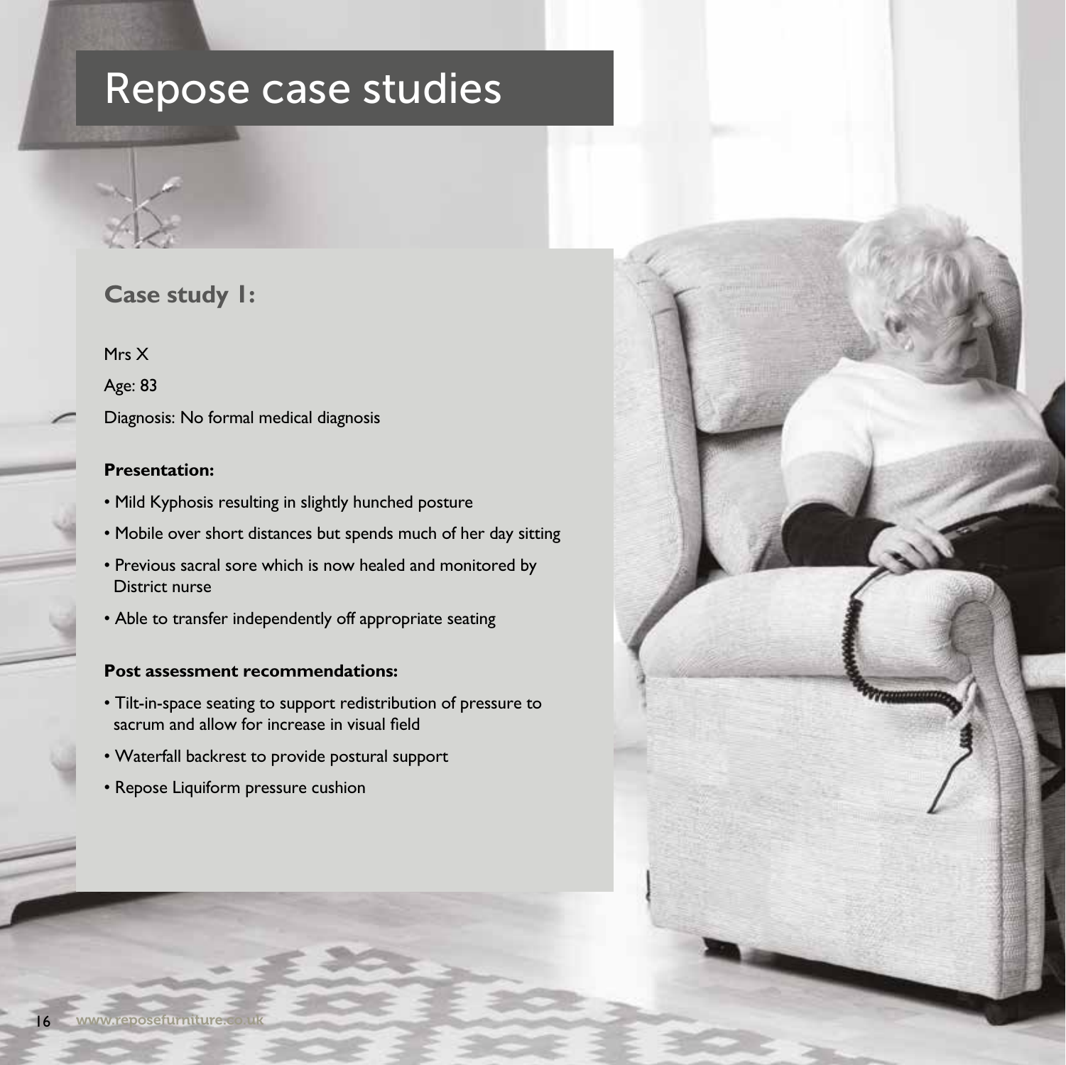# Repose case studies

## Case study 1:

Mrs X

Age: 83

Diagnosis: No formal medical diagnosis

**Presentation:**

- Mild Kyphosis resulting in slightly hunched posture
- Mobile over short distances but spends much of her day sitting
- Previous sacral sore which is now healed and monitored by District nurse
- Able to transfer independently off appropriate seating

**Post assessment recommendations:**

- Tilt-in-space seating to support redistribution of pressure to sacrum and allow for increase in visual field
- Waterfall backrest to provide postural support
- Repose Liquiform pressure cushion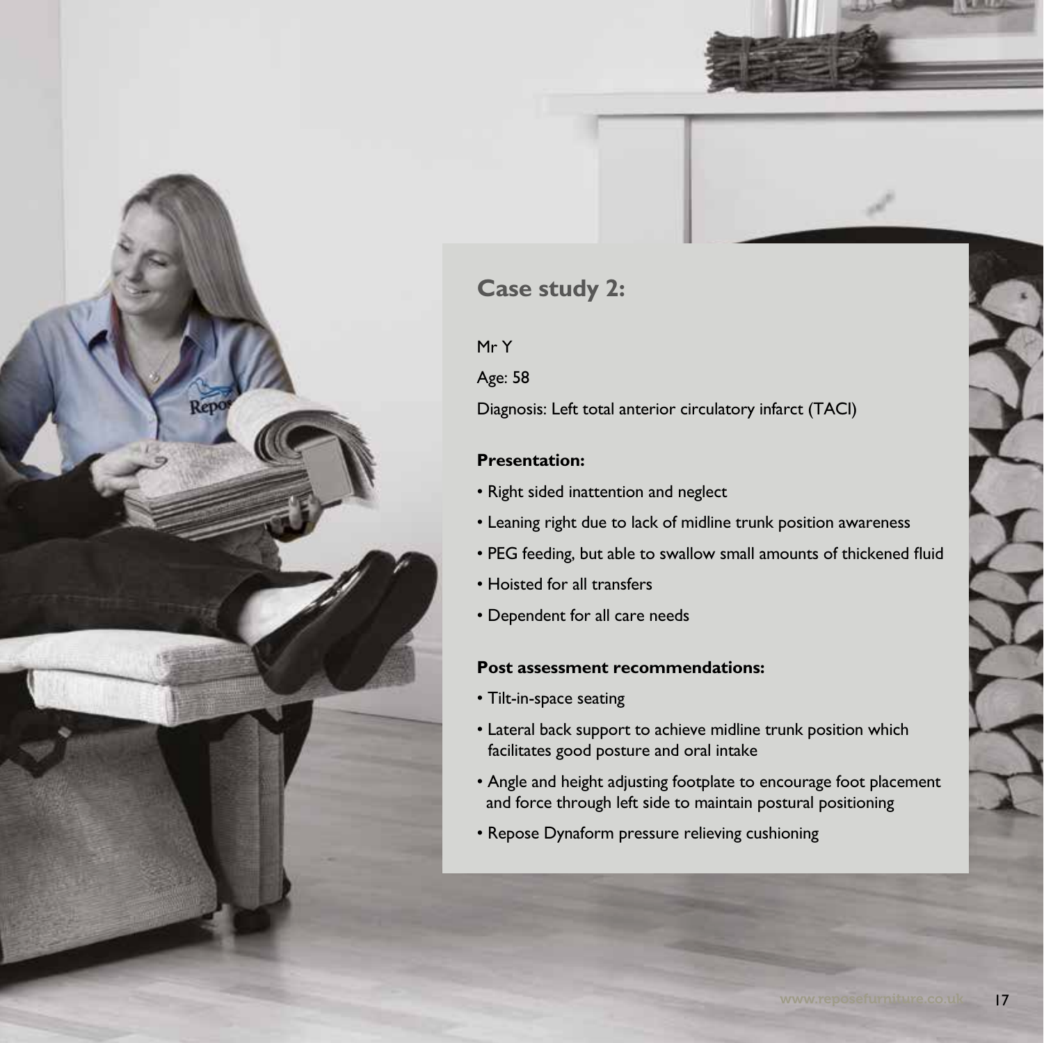## Case study 2:

Mr Y

Age: 58

Diagnosis: Left total anterior circulatory infarct (TACI)

**Presentation:**

- Right sided inattention and neglect
- Leaning right due to lack of midline trunk position awareness
- PEG feeding, but able to swallow small amounts of thickened fluid
- Hoisted for all transfers
- Dependent for all care needs

**Post assessment recommendations:**

- Tilt-in-space seating
- Lateral back support to achieve midline trunk position which facilitates good posture and oral intake
- Angle and height adjusting footplate to encourage foot placement and force through left side to maintain postural positioning
- Repose Dynaform pressure relieving cushioning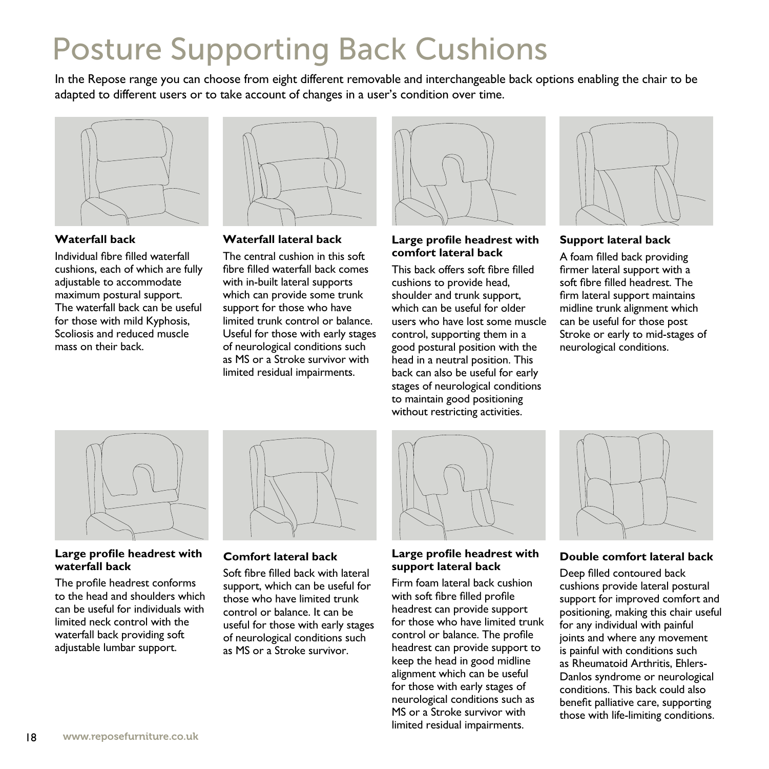# Posture Supporting Back Cushions

In the Repose range you can choose from eight different removable and interchangeable back options enabling the chair to be adapted to different users or to take account of changes in a user's condition over time.

**Waterfall back**

Individual fibre filled waterfall cushions, each of which are fully adjustable to accommodate maximum postural support. The waterfall back can be useful for those with mild Kyphosis, Scoliosis and reduced muscle mass on their back.

**Waterfall lateral back**

The central cushion in this soft fibre filled waterfall back comes with in-built lateral supports which can provide some trunk support for those who have limited trunk control or balance. Useful for those with early stages of neurological conditions such as MS or a Stroke survivor with limited residual impairments.

**Large profile headrest with comfort lateral back**

This back offers soft fibre filled cushions to provide head, shoulder and trunk support, which can be useful for older users who have lost some muscle control, supporting them in a good postural position with the head in a neutral position. This back can also be useful for early stages of neurological conditions to maintain good positioning without restricting activities.

**Support lateral back**

A foam filled back providing firmer lateral support with a soft fibre filled headrest. The firm lateral support maintains midline trunk alignment which can be useful for those post Stroke or early to mid-stages of neurological conditions.

**Large profile headrest with waterfall back**

The profile headrest conforms to the head and shoulders which can be useful for individuals with limited neck control with the waterfall back providing soft adjustable lumbar support.

**Comfort lateral back**

Soft fibre filled back with lateral support, which can be useful for those who have limited trunk control or balance. It can be useful for those with early stages of neurological conditions such as MS or a Stroke survivor.

**Large profile headrest with support lateral back**

Firm foam lateral back cushion with soft fibre filled profile headrest can provide support for those who have limited trunk control or balance. The profile headrest can provide support to keep the head in good midline alignment which can be useful for those with early stages of neurological conditions such as MS or a Stroke survivor with limited residual impairments.

**Double comfort lateral back**

Deep filled contoured back cushions provide lateral postural support for improved comfort and positioning, making this chair useful for any individual with painful joints and where any movement is painful with conditions such as Rheumatoid Arthritis, Ehlers-Danlos syndrome or neurological conditions. This back could also benefit palliative care, supporting those with life-limiting conditions.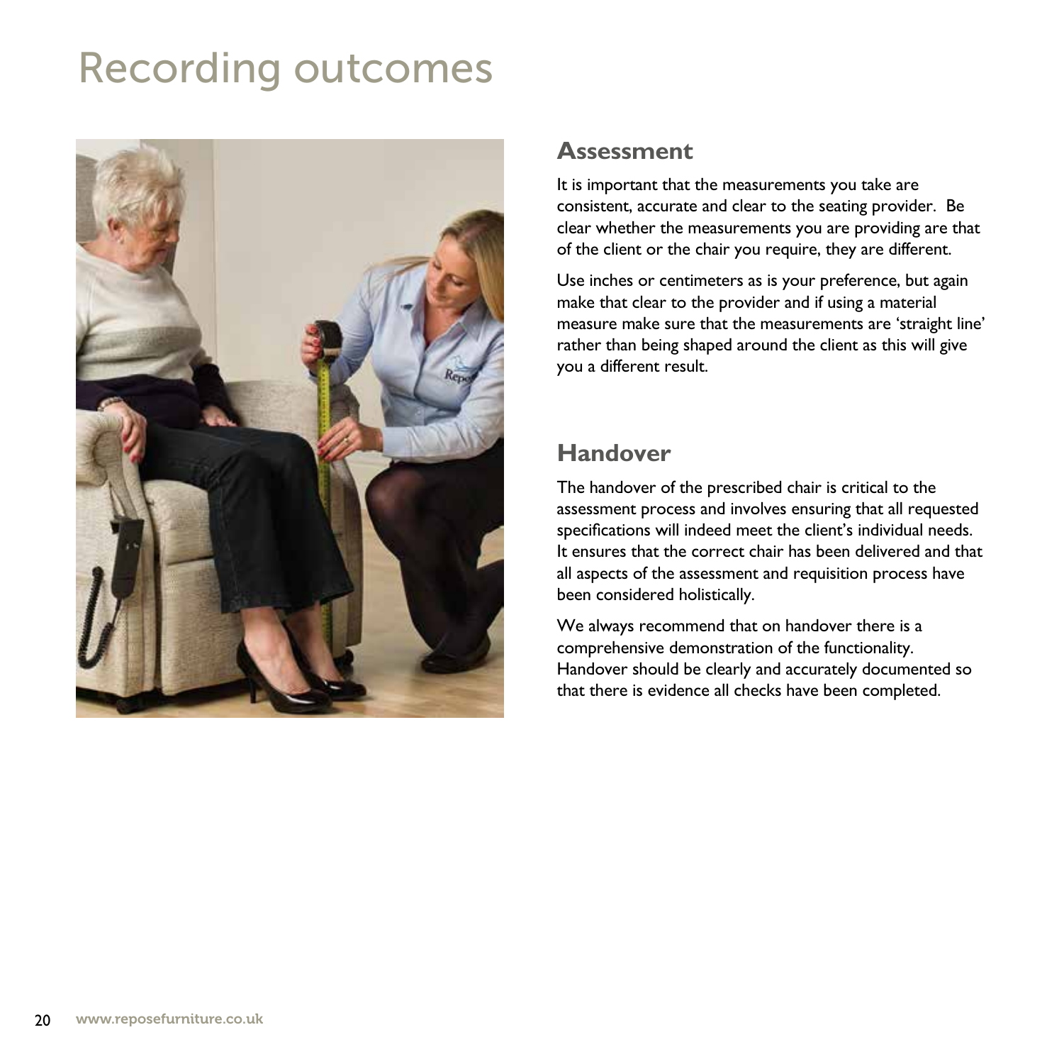# Recording outcomes

## Assessment

It is important that the measurements you take are consistent, accurate and clear to the seating provider. Be clear whether the measurements you are providing are that of the client or the chair you require, they are different.

Use inches or centimeters as is your preference, but again make that clear to the provider and if using a material measure make sure that the measurements are 'straight line' rather than being shaped around the client as this will give you a different result.

## Handover

The handover of the prescribed chair is critical to the assessment process and involves ensuring that all requested specifications will indeed meet the client's individual needs. It ensures that the correct chair has been delivered and that all aspects of the assessment and requisition process have been considered holistically.

We always recommend that on handover there is a comprehensive demonstration of the functionality. Handover should be clearly and accurately documented so that there is evidence all checks have been completed.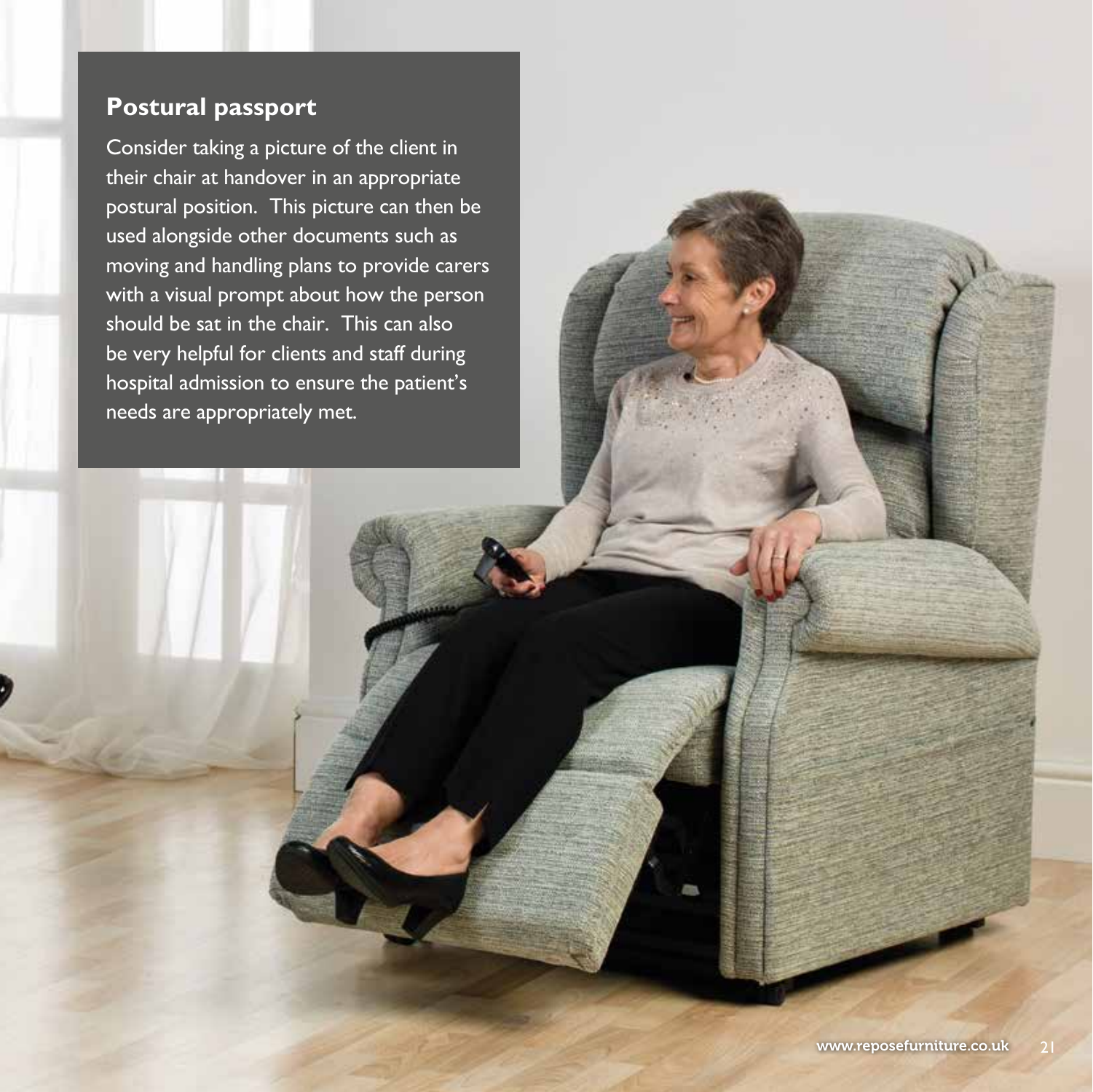## Postural passport

Consider taking a picture of the client in their chair at handover in an appropriate postural position. This picture can then be used alongside other documents such as moving and handling plans to provide carers with a visual prompt about how the person should be sat in the chair. This can also be very helpful for clients and staff during hospital admission to ensure the patient's needs are appropriately met.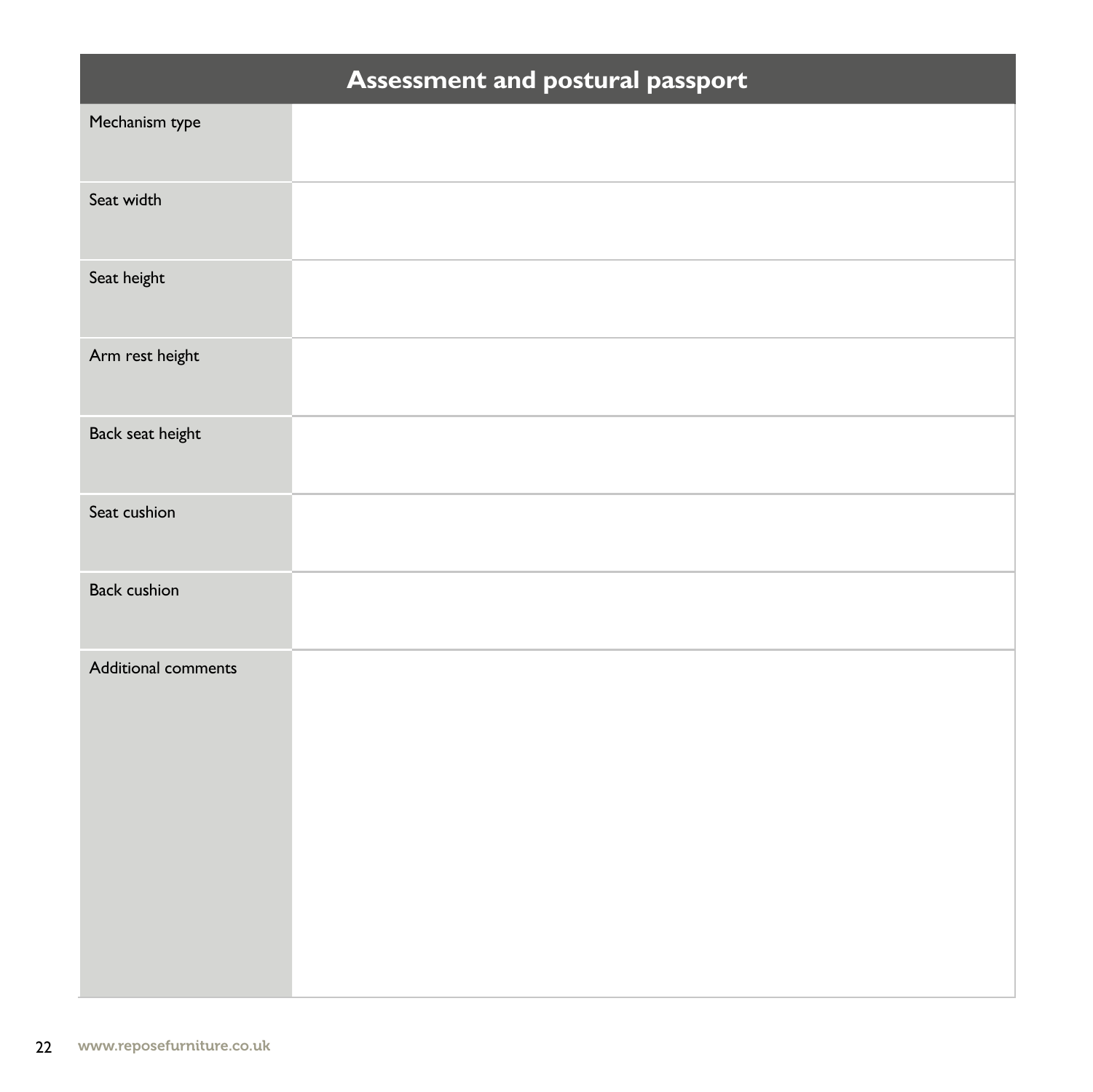| Assessment and postural passport | |
| --- | --- |
| Mechanism type | |
| Seat width | |
| Seat height | |
| Arm rest height | |
| Back seat height | |
| Seat cushion | |
| Back cushion | |
| Additional comments | |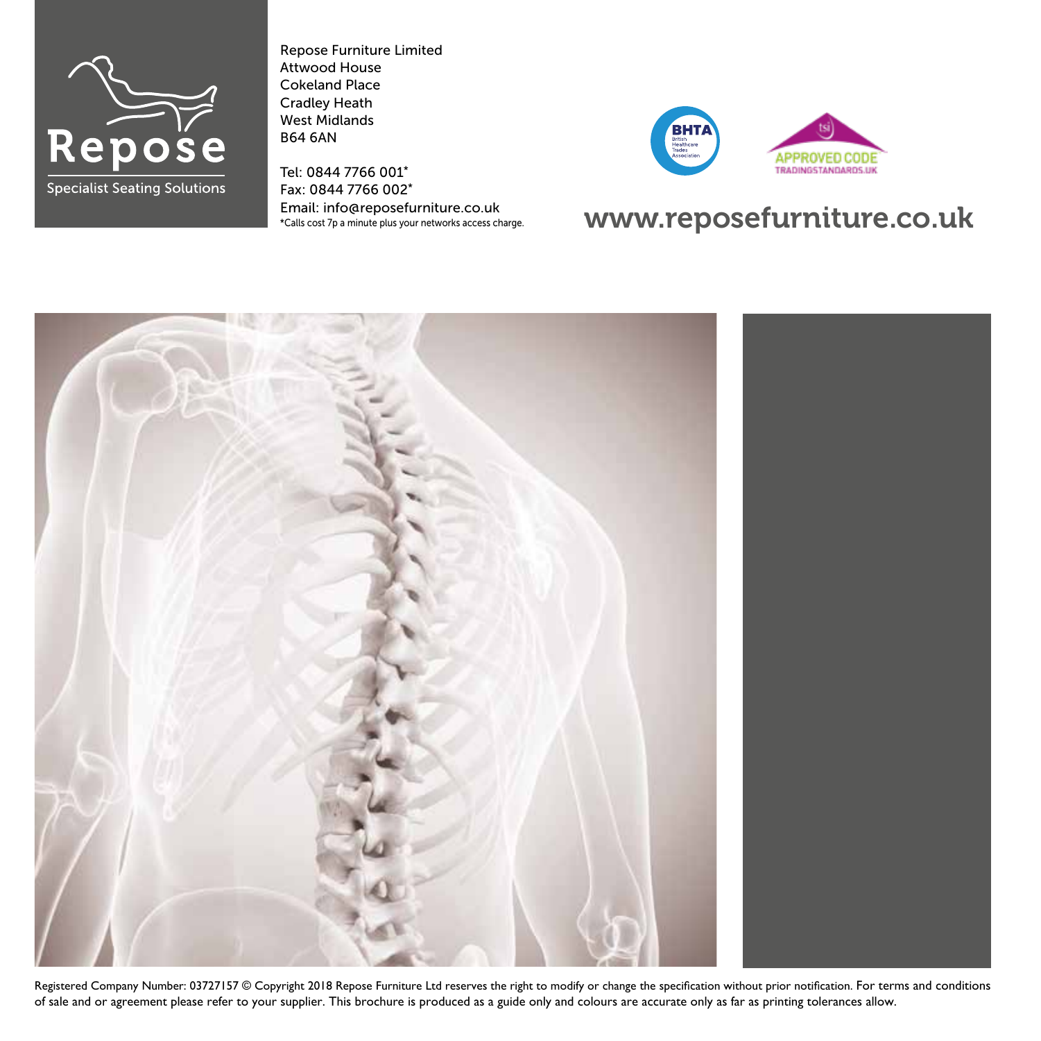Repose

Specialist Seating Solutions

Repose Furniture Limited
Attwood House
Cokeland Place
Cradley Heath
West Midlands
B64 6AN

Tel: 0844 7766 001*
Fax: 0844 7766 002*
Email: info@reposefurniture.co.uk
*Calls cost 7p a minute plus your networks access charge.

BHTA British Healthcare Trades Association

tsi APPROVED CODE TRADINGSTANDARDS.UK

www.reposefurniture.co.uk

Registered Company Number: 03727157 © Copyright 2018 Repose Furniture Ltd reserves the right to modify or change the specification without prior notification. For terms and conditions of sale and or agreement please refer to your supplier. This brochure is produced as a guide only and colours are accurate only as far as printing tolerances allow.